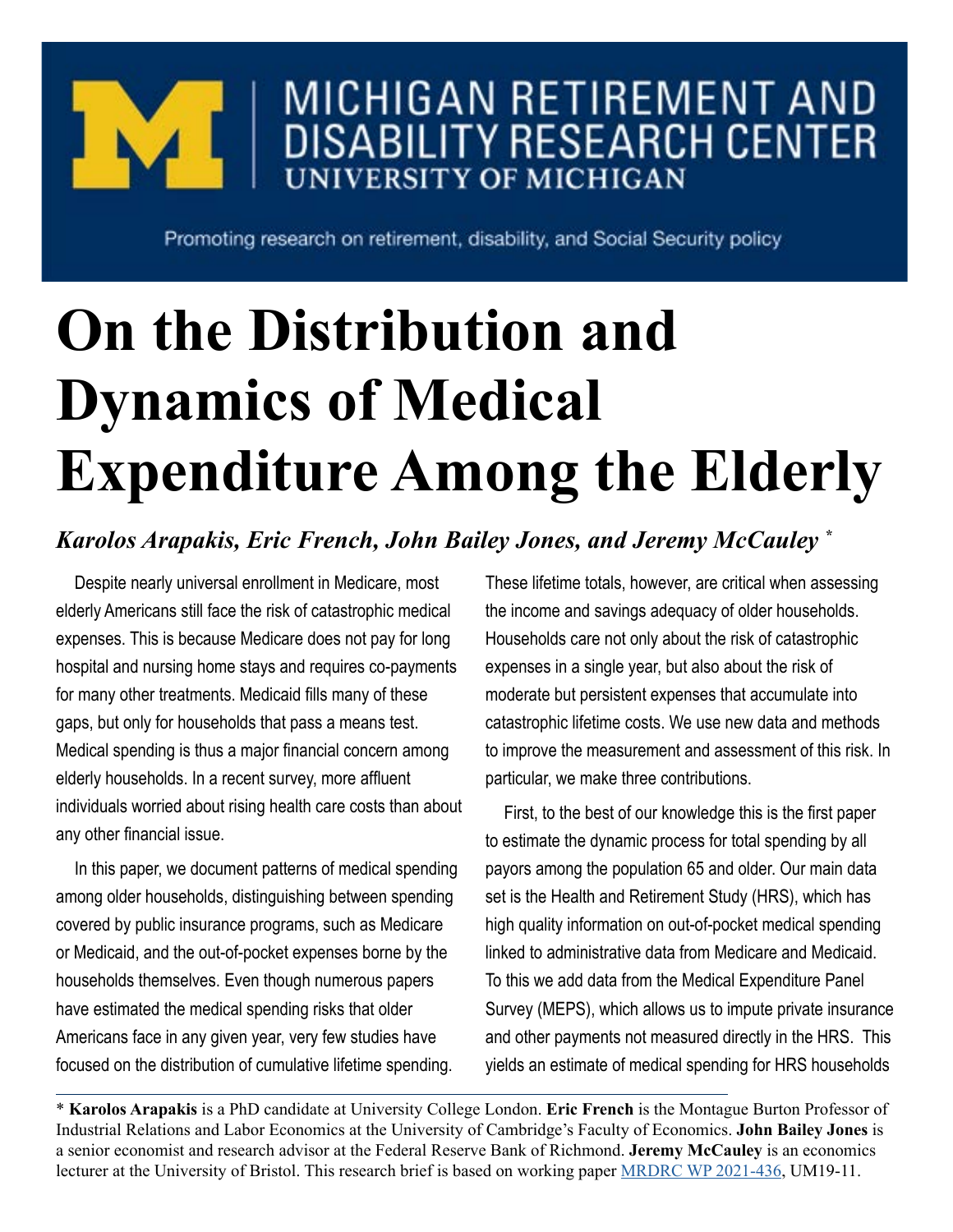MICHIGAN RETIREMENT AND DISABILITY RESEARCH CENTER
UNIVERSITY OF MICHIGAN

Promoting research on retirement, disability, and Social Security policy

# On the Distribution and Dynamics of Medical Expenditure Among the Elderly

***Karolos Arapakis, Eric French, John Bailey Jones, and Jeremy McCauley*** *

Despite nearly universal enrollment in Medicare, most elderly Americans still face the risk of catastrophic medical expenses. This is because Medicare does not pay for long hospital and nursing home stays and requires co-payments for many other treatments. Medicaid fills many of these gaps, but only for households that pass a means test. Medical spending is thus a major financial concern among elderly households. In a recent survey, more affluent individuals worried about rising health care costs than about any other financial issue.

In this paper, we document patterns of medical spending among older households, distinguishing between spending covered by public insurance programs, such as Medicare or Medicaid, and the out-of-pocket expenses borne by the households themselves. Even though numerous papers have estimated the medical spending risks that older Americans face in any given year, very few studies have focused on the distribution of cumulative lifetime spending. These lifetime totals, however, are critical when assessing the income and savings adequacy of older households. Households care not only about the risk of catastrophic expenses in a single year, but also about the risk of moderate but persistent expenses that accumulate into catastrophic lifetime costs. We use new data and methods to improve the measurement and assessment of this risk. In particular, we make three contributions.

First, to the best of our knowledge this is the first paper to estimate the dynamic process for total spending by all payors among the population 65 and older. Our main data set is the Health and Retirement Study (HRS), which has high quality information on out-of-pocket medical spending linked to administrative data from Medicare and Medicaid. To this we add data from the Medical Expenditure Panel Survey (MEPS), which allows us to impute private insurance and other payments not measured directly in the HRS. This yields an estimate of medical spending for HRS households

---

\* **Karolos Arapakis** is a PhD candidate at University College London. **Eric French** is the Montague Burton Professor of Industrial Relations and Labor Economics at the University of Cambridge's Faculty of Economics. **John Bailey Jones** is a senior economist and research advisor at the Federal Reserve Bank of Richmond. **Jeremy McCauley** is an economics lecturer at the University of Bristol. This research brief is based on working paper MRDRC WP 2021-436, UM19-11.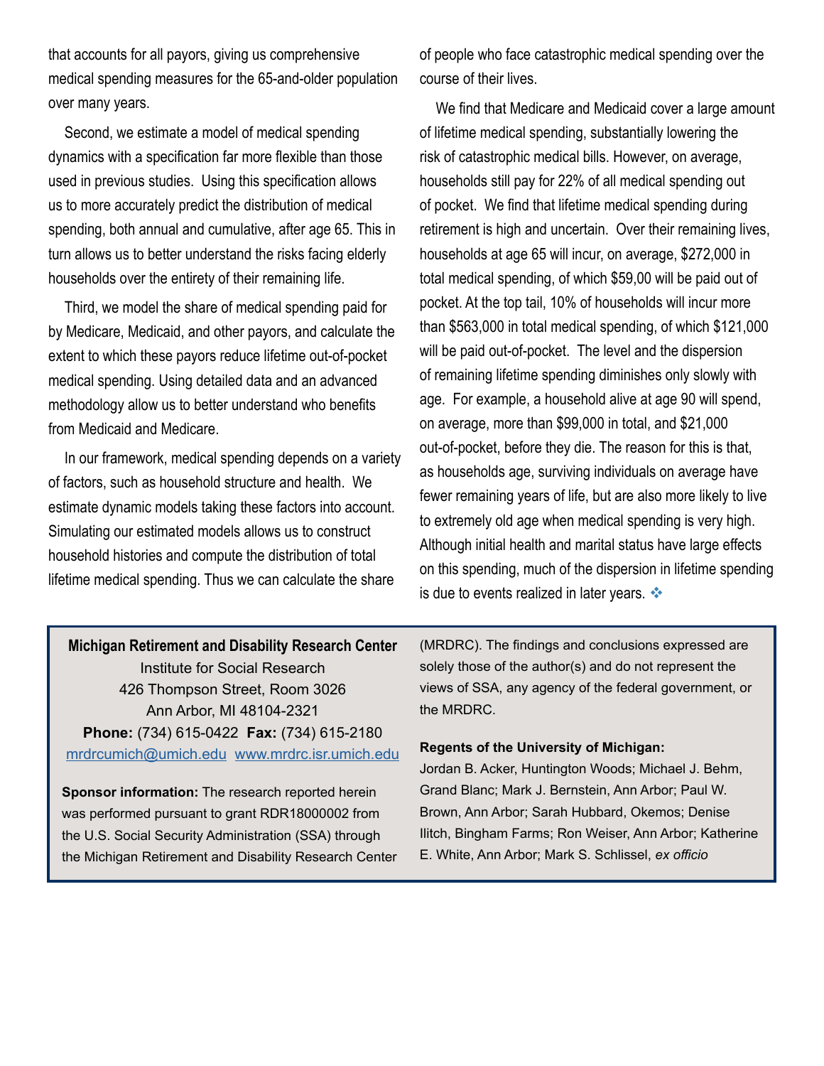that accounts for all payors, giving us comprehensive medical spending measures for the 65-and-older population over many years.

Second, we estimate a model of medical spending dynamics with a specification far more flexible than those used in previous studies. Using this specification allows us to more accurately predict the distribution of medical spending, both annual and cumulative, after age 65. This in turn allows us to better understand the risks facing elderly households over the entirety of their remaining life.

Third, we model the share of medical spending paid for by Medicare, Medicaid, and other payors, and calculate the extent to which these payors reduce lifetime out-of-pocket medical spending. Using detailed data and an advanced methodology allow us to better understand who benefits from Medicaid and Medicare.

In our framework, medical spending depends on a variety of factors, such as household structure and health. We estimate dynamic models taking these factors into account. Simulating our estimated models allows us to construct household histories and compute the distribution of total lifetime medical spending. Thus we can calculate the share of people who face catastrophic medical spending over the course of their lives.

We find that Medicare and Medicaid cover a large amount of lifetime medical spending, substantially lowering the risk of catastrophic medical bills. However, on average, households still pay for 22% of all medical spending out of pocket. We find that lifetime medical spending during retirement is high and uncertain. Over their remaining lives, households at age 65 will incur, on average, $272,000 in total medical spending, of which $59,00 will be paid out of pocket. At the top tail, 10% of households will incur more than $563,000 in total medical spending, of which $121,000 will be paid out-of-pocket. The level and the dispersion of remaining lifetime spending diminishes only slowly with age. For example, a household alive at age 90 will spend, on average, more than $99,000 in total, and $21,000 out-of-pocket, before they die. The reason for this is that, as households age, surviving individuals on average have fewer remaining years of life, but are also more likely to live to extremely old age when medical spending is very high. Although initial health and marital status have large effects on this spending, much of the dispersion in lifetime spending is due to events realized in later years. ❖

**Michigan Retirement and Disability Research Center**
Institute for Social Research
426 Thompson Street, Room 3026
Ann Arbor, MI 48104-2321
**Phone:** (734) 615-0422 **Fax:** (734) 615-2180
mrdrcumich@umich.edu www.mrdrc.isr.umich.edu

**Sponsor information:** The research reported herein was performed pursuant to grant RDR18000002 from the U.S. Social Security Administration (SSA) through the Michigan Retirement and Disability Research Center (MRDRC). The findings and conclusions expressed are solely those of the author(s) and do not represent the views of SSA, any agency of the federal government, or the MRDRC.

**Regents of the University of Michigan:**
Jordan B. Acker, Huntington Woods; Michael J. Behm, Grand Blanc; Mark J. Bernstein, Ann Arbor; Paul W. Brown, Ann Arbor; Sarah Hubbard, Okemos; Denise Ilitch, Bingham Farms; Ron Weiser, Ann Arbor; Katherine E. White, Ann Arbor; Mark S. Schlissel, *ex officio*